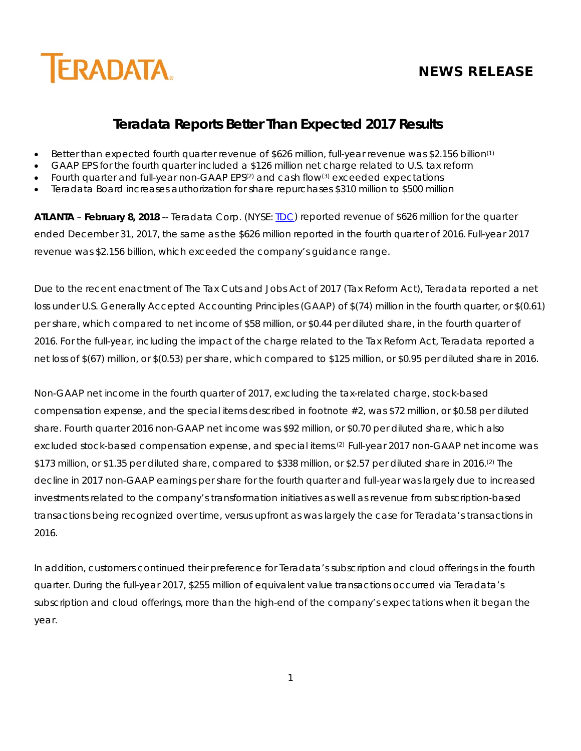TERADATA

**NEWS RELEASE**

# Teradata Reports Better Than Expected 2017 Results

- Better than expected fourth quarter revenue of $626 million, full-year revenue was $2.156 billion[(1)]
- GAAP EPS for the fourth quarter included a $126 million net charge related to U.S. tax reform
- Fourth quarter and full-year non-GAAP EPS[(2)] and cash flow[(3)] exceeded expectations
- Teradata Board increases authorization for share repurchases $310 million to $500 million

**ATLANTA** – **February 8, 2018** -- Teradata Corp. (NYSE: TDC) reported revenue of $626 million for the quarter ended December 31, 2017, the same as the $626 million reported in the fourth quarter of 2016. Full-year 2017 revenue was $2.156 billion, which exceeded the company's guidance range.

Due to the recent enactment of The Tax Cuts and Jobs Act of 2017 (Tax Reform Act), Teradata reported a net loss under U.S. Generally Accepted Accounting Principles (GAAP) of $(74) million in the fourth quarter, or $(0.61) per share, which compared to net income of $58 million, or $0.44 per diluted share, in the fourth quarter of 2016. For the full-year, including the impact of the charge related to the Tax Reform Act, Teradata reported a net loss of $(67) million, or $(0.53) per share, which compared to $125 million, or $0.95 per diluted share in 2016.

Non-GAAP net income in the fourth quarter of 2017, excluding the tax-related charge, stock-based compensation expense, and the special items described in footnote #2, was $72 million, or $0.58 per diluted share. Fourth quarter 2016 non-GAAP net income was $92 million, or $0.70 per diluted share, which also excluded stock-based compensation expense, and special items.[(2)] Full-year 2017 non-GAAP net income was $173 million, or $1.35 per diluted share, compared to $338 million, or $2.57 per diluted share in 2016.[(2)] The decline in 2017 non-GAAP earnings per share for the fourth quarter and full-year was largely due to increased investments related to the company's transformation initiatives as well as revenue from subscription-based transactions being recognized over time, versus upfront as was largely the case for Teradata's transactions in 2016.

In addition, customers continued their preference for Teradata's subscription and cloud offerings in the fourth quarter. During the full-year 2017, $255 million of equivalent value transactions occurred via Teradata's subscription and cloud offerings, more than the high-end of the company's expectations when it began the year.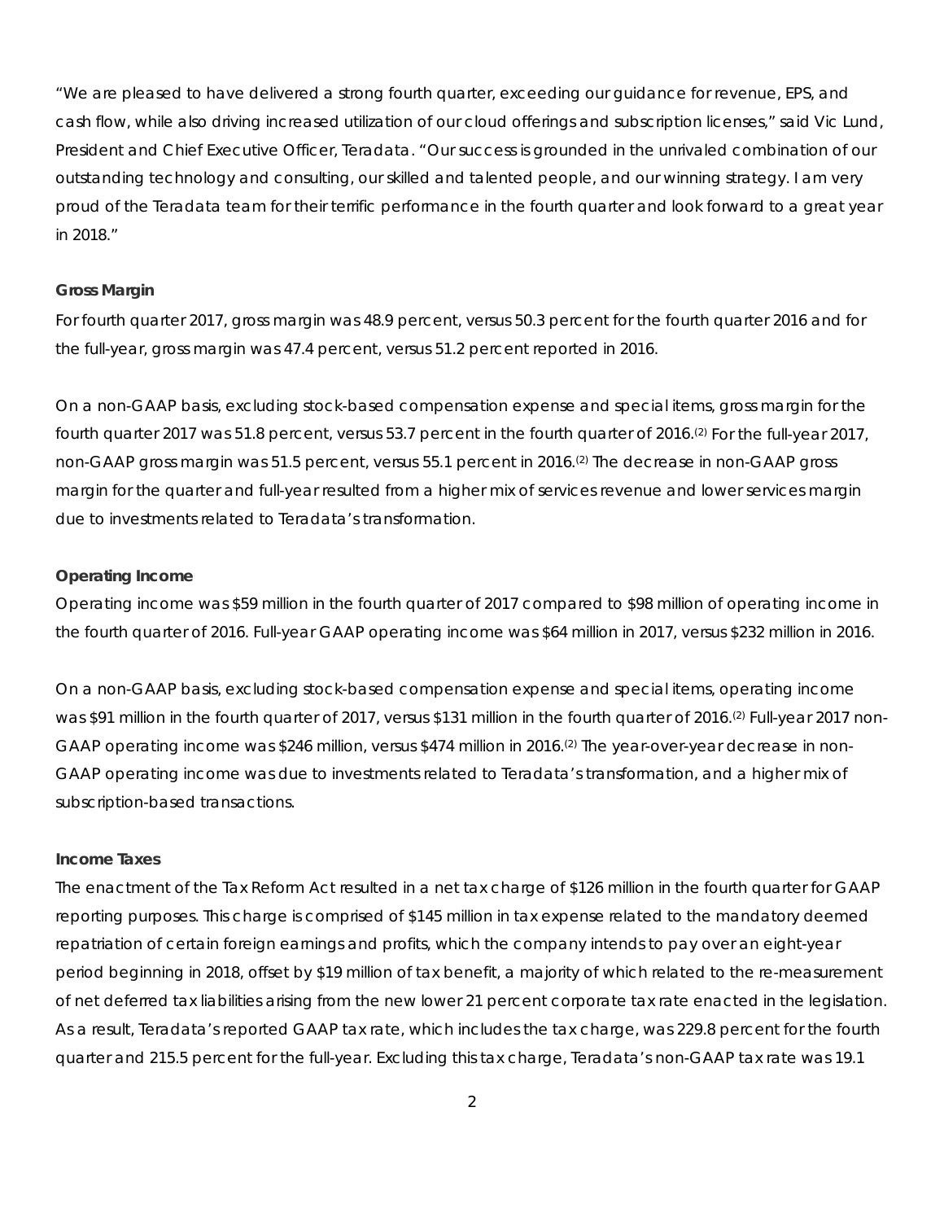"We are pleased to have delivered a strong fourth quarter, exceeding our guidance for revenue, EPS, and cash flow, while also driving increased utilization of our cloud offerings and subscription licenses," said Vic Lund, President and Chief Executive Officer, Teradata. "Our success is grounded in the unrivaled combination of our outstanding technology and consulting, our skilled and talented people, and our winning strategy. I am very proud of the Teradata team for their terrific performance in the fourth quarter and look forward to a great year in 2018."

**Gross Margin**

For fourth quarter 2017, gross margin was 48.9 percent, versus 50.3 percent for the fourth quarter 2016 and for the full-year, gross margin was 47.4 percent, versus 51.2 percent reported in 2016.

On a non-GAAP basis, excluding stock-based compensation expense and special items, gross margin for the fourth quarter 2017 was 51.8 percent, versus 53.7 percent in the fourth quarter of 2016.(2) For the full-year 2017, non-GAAP gross margin was 51.5 percent, versus 55.1 percent in 2016.(2) The decrease in non-GAAP gross margin for the quarter and full-year resulted from a higher mix of services revenue and lower services margin due to investments related to Teradata's transformation.

**Operating Income**

Operating income was $59 million in the fourth quarter of 2017 compared to $98 million of operating income in the fourth quarter of 2016. Full-year GAAP operating income was $64 million in 2017, versus $232 million in 2016.

On a non-GAAP basis, excluding stock-based compensation expense and special items, operating income was $91 million in the fourth quarter of 2017, versus $131 million in the fourth quarter of 2016.(2) Full-year 2017 non-GAAP operating income was $246 million, versus $474 million in 2016.(2) The year-over-year decrease in non-GAAP operating income was due to investments related to Teradata's transformation, and a higher mix of subscription-based transactions.

**Income Taxes**

The enactment of the Tax Reform Act resulted in a net tax charge of $126 million in the fourth quarter for GAAP reporting purposes. This charge is comprised of $145 million in tax expense related to the mandatory deemed repatriation of certain foreign earnings and profits, which the company intends to pay over an eight-year period beginning in 2018, offset by $19 million of tax benefit, a majority of which related to the re-measurement of net deferred tax liabilities arising from the new lower 21 percent corporate tax rate enacted in the legislation. As a result, Teradata's reported GAAP tax rate, which includes the tax charge, was 229.8 percent for the fourth quarter and 215.5 percent for the full-year. Excluding this tax charge, Teradata's non-GAAP tax rate was 19.1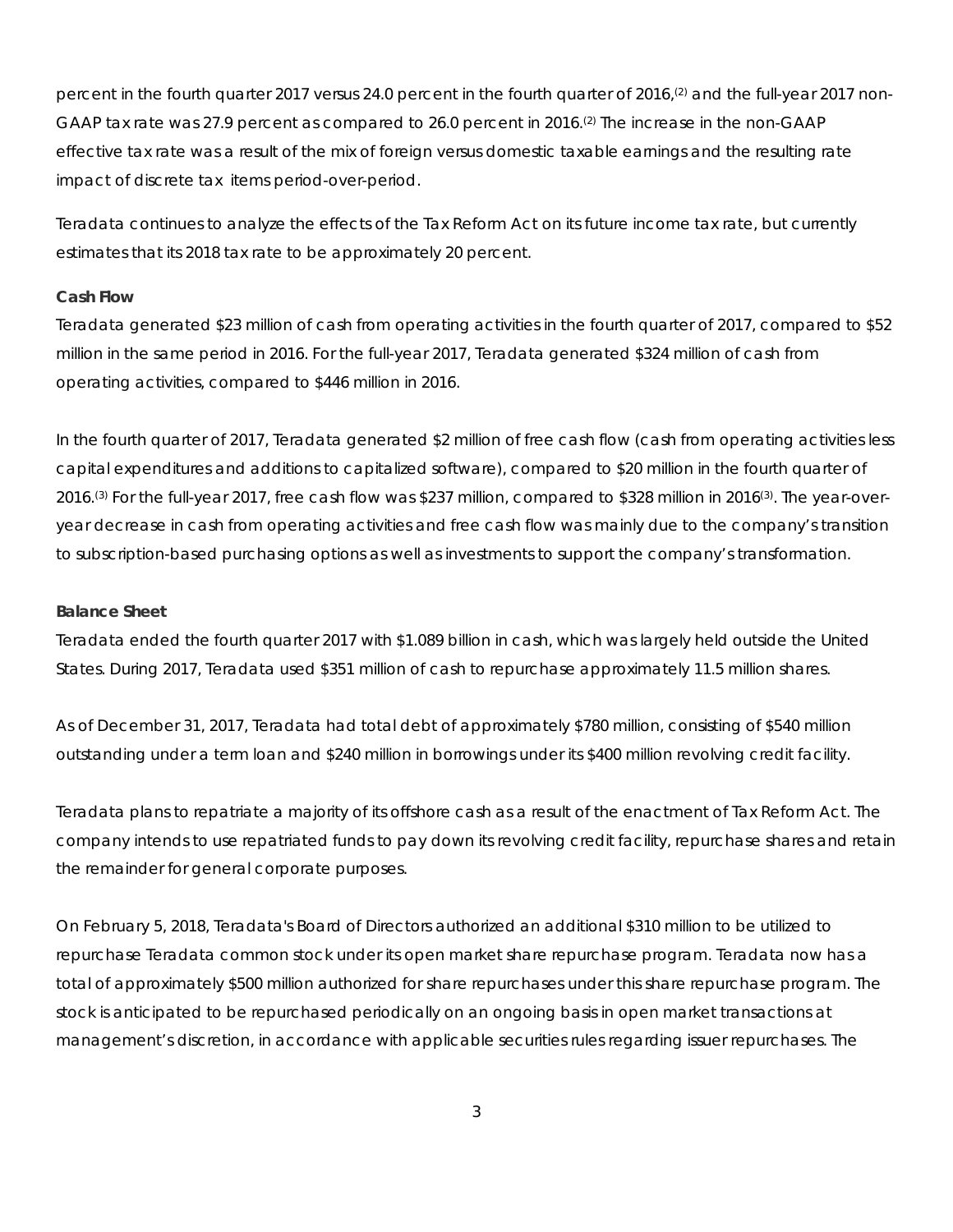percent in the fourth quarter 2017 versus 24.0 percent in the fourth quarter of 2016,[2] and the full-year 2017 non-GAAP tax rate was 27.9 percent as compared to 26.0 percent in 2016.[2] The increase in the non-GAAP effective tax rate was a result of the mix of foreign versus domestic taxable earnings and the resulting rate impact of discrete tax items period-over-period.

Teradata continues to analyze the effects of the Tax Reform Act on its future income tax rate, but currently estimates that its 2018 tax rate to be approximately 20 percent.

**Cash Flow**

Teradata generated $23 million of cash from operating activities in the fourth quarter of 2017, compared to $52 million in the same period in 2016. For the full-year 2017, Teradata generated $324 million of cash from operating activities, compared to $446 million in 2016.

In the fourth quarter of 2017, Teradata generated $2 million of free cash flow (cash from operating activities less capital expenditures and additions to capitalized software), compared to $20 million in the fourth quarter of 2016.[3] For the full-year 2017, free cash flow was $237 million, compared to $328 million in 2016[3]. The year-over-year decrease in cash from operating activities and free cash flow was mainly due to the company's transition to subscription-based purchasing options as well as investments to support the company's transformation.

**Balance Sheet**

Teradata ended the fourth quarter 2017 with $1.089 billion in cash, which was largely held outside the United States. During 2017, Teradata used $351 million of cash to repurchase approximately 11.5 million shares.

As of December 31, 2017, Teradata had total debt of approximately $780 million, consisting of $540 million outstanding under a term loan and $240 million in borrowings under its $400 million revolving credit facility.

Teradata plans to repatriate a majority of its offshore cash as a result of the enactment of Tax Reform Act. The company intends to use repatriated funds to pay down its revolving credit facility, repurchase shares and retain the remainder for general corporate purposes.

On February 5, 2018, Teradata's Board of Directors authorized an additional $310 million to be utilized to repurchase Teradata common stock under its open market share repurchase program. Teradata now has a total of approximately $500 million authorized for share repurchases under this share repurchase program. The stock is anticipated to be repurchased periodically on an ongoing basis in open market transactions at management's discretion, in accordance with applicable securities rules regarding issuer repurchases. The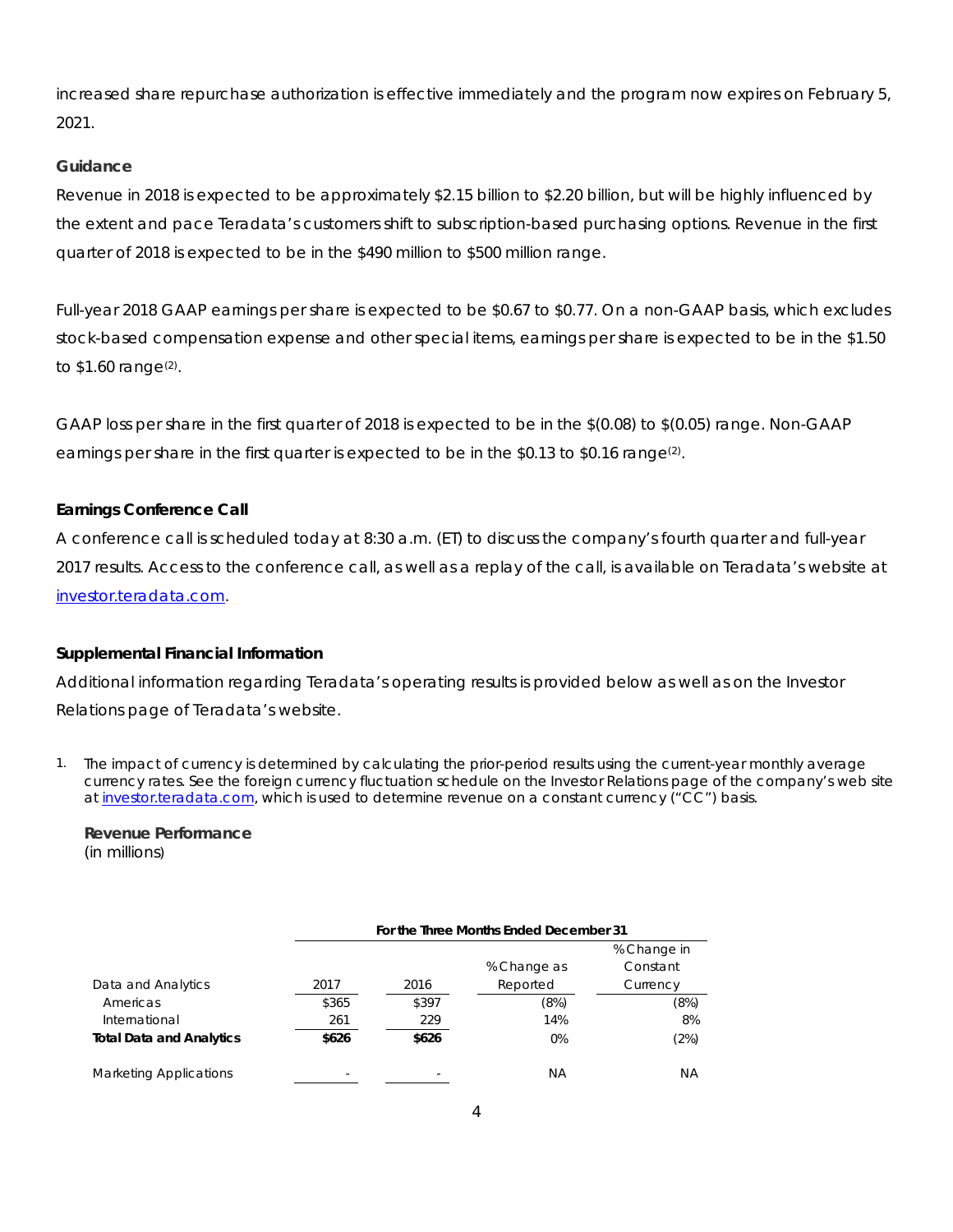increased share repurchase authorization is effective immediately and the program now expires on February 5, 2021.

### Guidance

Revenue in 2018 is expected to be approximately $2.15 billion to $2.20 billion, but will be highly influenced by the extent and pace Teradata's customers shift to subscription-based purchasing options. Revenue in the first quarter of 2018 is expected to be in the $490 million to $500 million range.

Full-year 2018 GAAP earnings per share is expected to be $0.67 to $0.77. On a non-GAAP basis, which excludes stock-based compensation expense and other special items, earnings per share is expected to be in the $1.50 to $1.60 range[(2)].

GAAP loss per share in the first quarter of 2018 is expected to be in the $(0.08) to $(0.05) range. Non-GAAP earnings per share in the first quarter is expected to be in the $0.13 to $0.16 range[(2)].

### Earnings Conference Call

A conference call is scheduled today at 8:30 a.m. (ET) to discuss the company's fourth quarter and full-year 2017 results. Access to the conference call, as well as a replay of the call, is available on Teradata's website at investor.teradata.com.

### Supplemental Financial Information

Additional information regarding Teradata's operating results is provided below as well as on the Investor Relations page of Teradata's website.

1. The impact of currency is determined by calculating the prior-period results using the current-year monthly average currency rates. See the foreign currency fluctuation schedule on the Investor Relations page of the company's web site at investor.teradata.com, which is used to determine revenue on a constant currency ("CC") basis.

**Revenue Performance**
(in millions)

| | For the Three Months Ended December 31 | | | |
|---|---|---|---|---|
| Data and Analytics | 2017 | 2016 | % Change as Reported | % Change in Constant Currency |
| Americas | $365 | $397 | (8%) | (8%) |
| International | 261 | 229 | 14% | 8% |
| **Total Data and Analytics** | **$626** | **$626** | 0% | (2%) |
| Marketing Applications | - | - | NA | NA |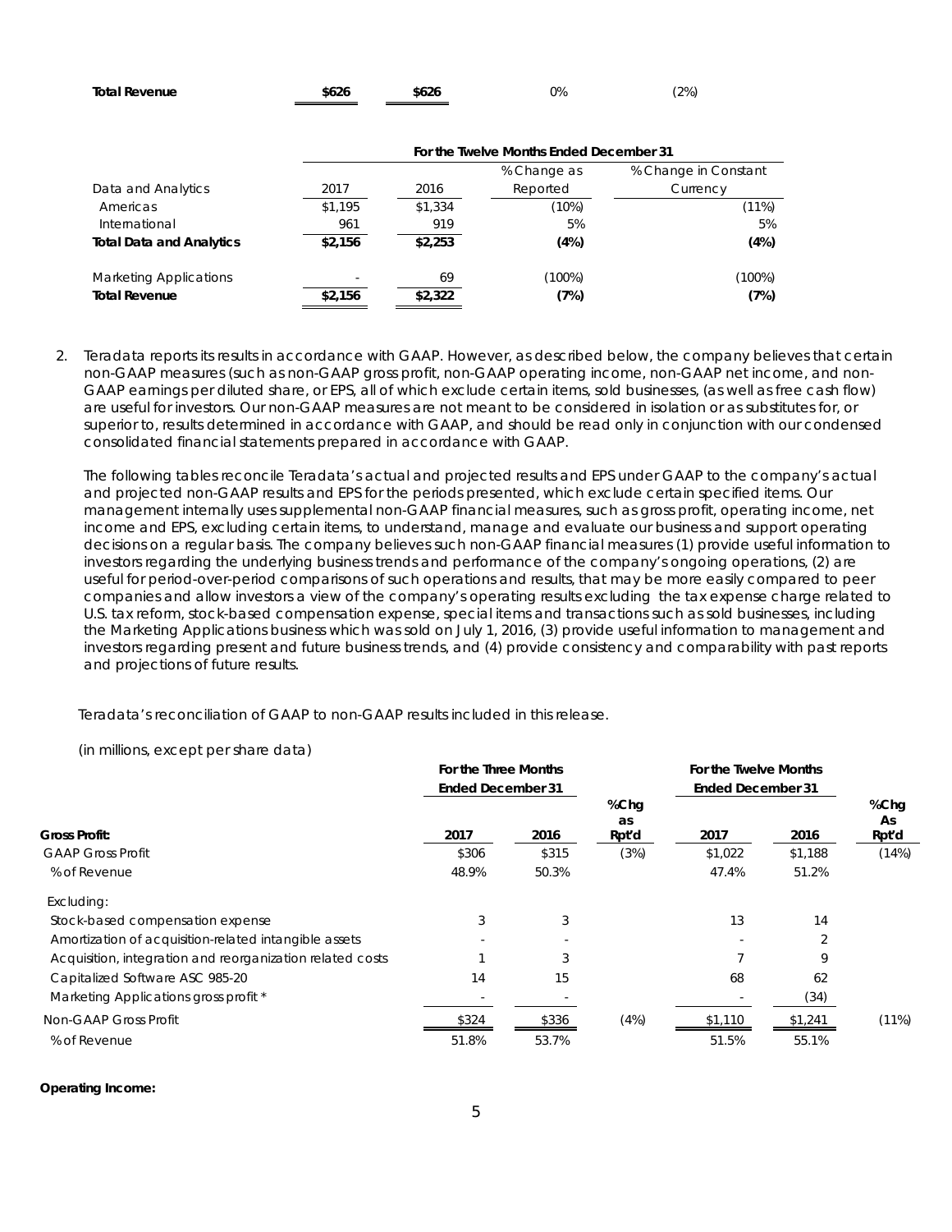| **Total Revenue** | **\$626** | **\$626** | 0% | (2%) |
|---|---|---|---|---|

| | For the Twelve Months Ended December 31 | | | |
|---|---|---|---|---|
| | | | % Change as | % Change in Constant |
| Data and Analytics | 2017 | 2016 | Reported | Currency |
| Americas | \$1,195 | \$1,334 | (10%) | (11%) |
| International | 961 | 919 | 5% | 5% |
| **Total Data and Analytics** | **\$2,156** | **\$2,253** | **(4%)** | **(4%)** |
| | | | | |
| Marketing Applications | - | 69 | (100%) | (100%) |
| **Total Revenue** | **\$2,156** | **\$2,322** | **(7%)** | **(7%)** |

2. Teradata reports its results in accordance with GAAP. However, as described below, the company believes that certain non-GAAP measures (such as non-GAAP gross profit, non-GAAP operating income, non-GAAP net income, and non-GAAP earnings per diluted share, or EPS, all of which exclude certain items, sold businesses, (as well as free cash flow) are useful for investors. Our non-GAAP measures are not meant to be considered in isolation or as substitutes for, or superior to, results determined in accordance with GAAP, and should be read only in conjunction with our condensed consolidated financial statements prepared in accordance with GAAP.

   The following tables reconcile Teradata's actual and projected results and EPS under GAAP to the company's actual and projected non-GAAP results and EPS for the periods presented, which exclude certain specified items. Our management internally uses supplemental non-GAAP financial measures, such as gross profit, operating income, net income and EPS, excluding certain items, to understand, manage and evaluate our business and support operating decisions on a regular basis. The company believes such non-GAAP financial measures (1) provide useful information to investors regarding the underlying business trends and performance of the company's ongoing operations, (2) are useful for period-over-period comparisons of such operations and results, that may be more easily compared to peer companies and allow investors a view of the company's operating results excluding the tax expense charge related to U.S. tax reform, stock-based compensation expense, special items and transactions such as sold businesses, including the Marketing Applications business which was sold on July 1, 2016, (3) provide useful information to management and investors regarding present and future business trends, and (4) provide consistency and comparability with past reports and projections of future results.

Teradata's reconciliation of GAAP to non-GAAP results included in this release.

(in millions, except per share data)

| | For the Three Months Ended December 31 | | | For the Twelve Months Ended December 31 | | |
|---|---|---|---|---|---|---|
| **Gross Profit:** | **2017** | **2016** | **%Chg as Rpt'd** | **2017** | **2016** | **%Chg As Rpt'd** |
| GAAP Gross Profit | \$306 | \$315 | (3%) | \$1,022 | \$1,188 | (14%) |
| % of Revenue | 48.9% | 50.3% | | 47.4% | 51.2% | |
| Excluding: | | | | | | |
| Stock-based compensation expense | 3 | 3 | | 13 | 14 | |
| Amortization of acquisition-related intangible assets | - | - | | - | 2 | |
| Acquisition, integration and reorganization related costs | 1 | 3 | | 7 | 9 | |
| Capitalized Software ASC 985-20 | 14 | 15 | | 68 | 62 | |
| Marketing Applications gross profit * | - | - | | - | (34) | |
| Non-GAAP Gross Profit | \$324 | \$336 | (4%) | \$1,110 | \$1,241 | (11%) |
| % of Revenue | 51.8% | 53.7% | | 51.5% | 55.1% | |

**Operating Income:**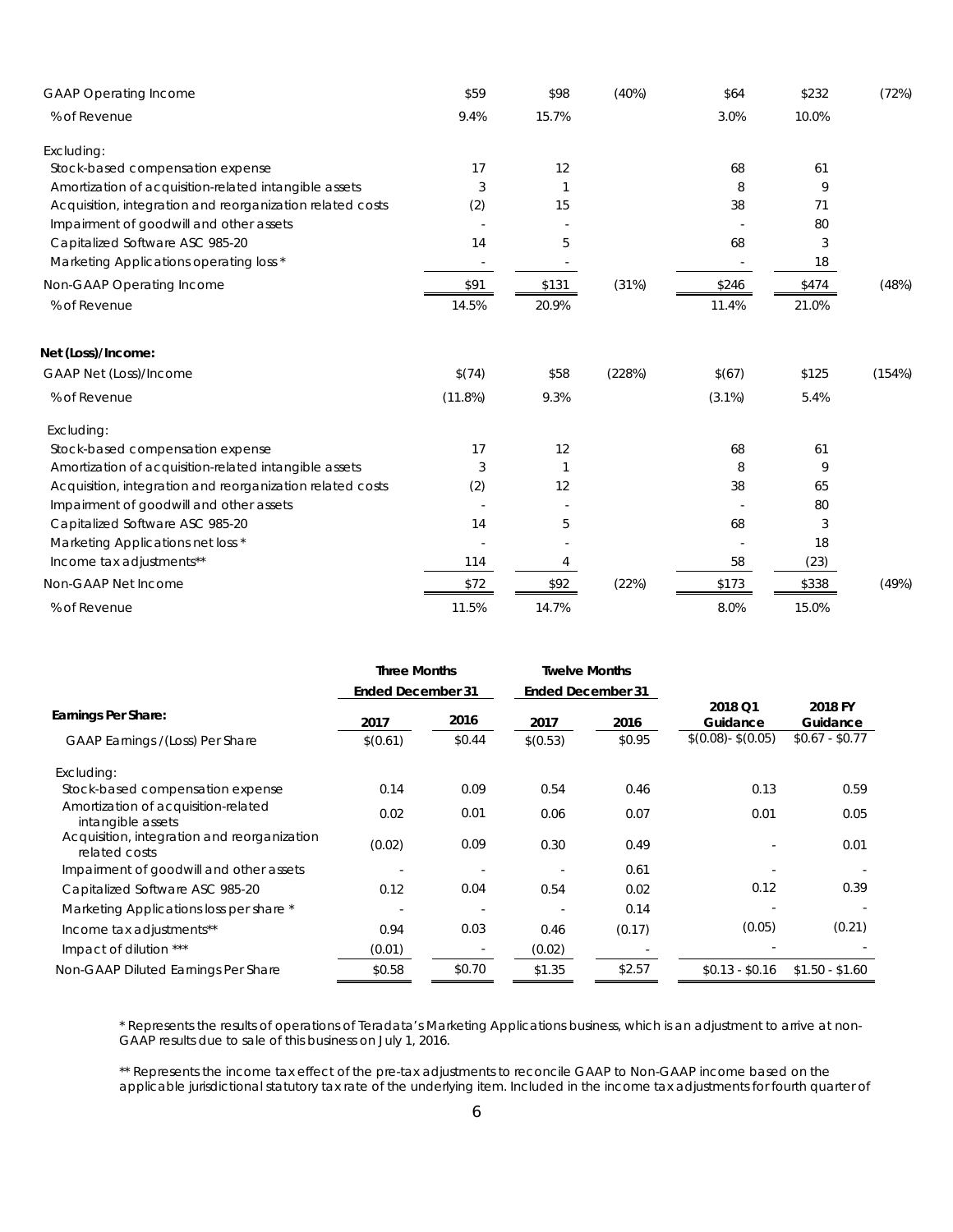| | | | | | | |
|---|---|---|---|---|---|---|
| GAAP Operating Income | $59 | $98 | (40%) | $64 | $232 | (72%) |
| % of Revenue | 9.4% | 15.7% | | 3.0% | 10.0% | |
| Excluding: | | | | | | |
| Stock-based compensation expense | 17 | 12 | | 68 | 61 | |
| Amortization of acquisition-related intangible assets | 3 | 1 | | 8 | 9 | |
| Acquisition, integration and reorganization related costs | (2) | 15 | | 38 | 71 | |
| Impairment of goodwill and other assets | - | - | | - | 80 | |
| Capitalized Software ASC 985-20 | 14 | 5 | | 68 | 3 | |
| Marketing Applications operating loss * | - | - | | - | 18 | |
| Non-GAAP Operating Income | $91 | $131 | (31%) | $246 | $474 | (48%) |
| % of Revenue | 14.5% | 20.9% | | 11.4% | 21.0% | |
| **Net (Loss)/Income:** | | | | | | |
| GAAP Net (Loss)/Income | $(74) | $58 | (228%) | $(67) | $125 | (154%) |
| % of Revenue | (11.8%) | 9.3% | | (3.1%) | 5.4% | |
| Excluding: | | | | | | |
| Stock-based compensation expense | 17 | 12 | | 68 | 61 | |
| Amortization of acquisition-related intangible assets | 3 | 1 | | 8 | 9 | |
| Acquisition, integration and reorganization related costs | (2) | 12 | | 38 | 65 | |
| Impairment of goodwill and other assets | - | - | | - | 80 | |
| Capitalized Software ASC 985-20 | 14 | 5 | | 68 | 3 | |
| Marketing Applications net loss * | - | - | | - | 18 | |
| Income tax adjustments** | 114 | 4 | | 58 | (23) | |
| Non-GAAP Net Income | $72 | $92 | (22%) | $173 | $338 | (49%) |
| % of Revenue | 11.5% | 14.7% | | 8.0% | 15.0% | |

| | Three Months Ended December 31 | | Twelve Months Ended December 31 | | | |
|---|---|---|---|---|---|---|
| **Earnings Per Share:** | 2017 | 2016 | 2017 | 2016 | 2018 Q1 Guidance | 2018 FY Guidance |
| GAAP Earnings /(Loss) Per Share | $(0.61) | $0.44 | $(0.53) | $0.95 | $(0.08)- $(0.05) | $0.67 - $0.77 |
| Excluding: | | | | | | |
| Stock-based compensation expense | 0.14 | 0.09 | 0.54 | 0.46 | 0.13 | 0.59 |
| Amortization of acquisition-related intangible assets | 0.02 | 0.01 | 0.06 | 0.07 | 0.01 | 0.05 |
| Acquisition, integration and reorganization related costs | (0.02) | 0.09 | 0.30 | 0.49 | - | 0.01 |
| Impairment of goodwill and other assets | - | - | - | 0.61 | - | - |
| Capitalized Software ASC 985-20 | 0.12 | 0.04 | 0.54 | 0.02 | 0.12 | 0.39 |
| Marketing Applications loss per share * | - | - | - | 0.14 | - | - |
| Income tax adjustments** | 0.94 | 0.03 | 0.46 | (0.17) | (0.05) | (0.21) |
| Impact of dilution *** | (0.01) | - | (0.02) | - | - | - |
| Non-GAAP Diluted Earnings Per Share | $0.58 | $0.70 | $1.35 | $2.57 | $0.13 - $0.16 | $1.50 - $1.60 |

\* Represents the results of operations of Teradata's Marketing Applications business, which is an adjustment to arrive at non-GAAP results due to sale of this business on July 1, 2016.

** Represents the income tax effect of the pre-tax adjustments to reconcile GAAP to Non-GAAP income based on the applicable jurisdictional statutory tax rate of the underlying item. Included in the income tax adjustments for fourth quarter of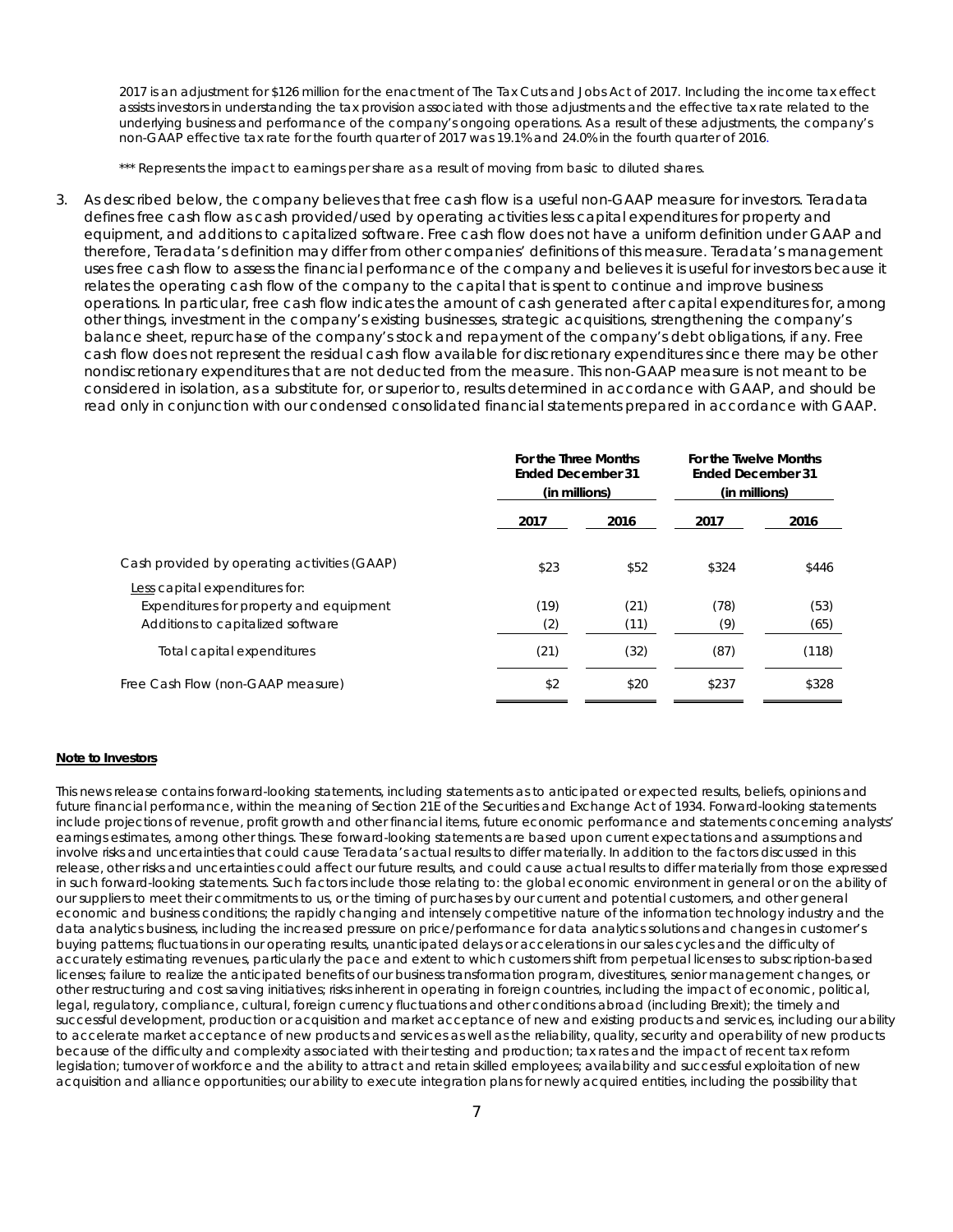2017 is an adjustment for $126 million for the enactment of The Tax Cuts and Jobs Act of 2017. Including the income tax effect assists investors in understanding the tax provision associated with those adjustments and the effective tax rate related to the underlying business and performance of the company's ongoing operations. As a result of these adjustments, the company's non-GAAP effective tax rate for the fourth quarter of 2017 was 19.1% and 24.0% in the fourth quarter of 2016.

*** Represents the impact to earnings per share as a result of moving from basic to diluted shares.

3. As described below, the company believes that free cash flow is a useful non-GAAP measure for investors. Teradata defines free cash flow as cash provided/used by operating activities less capital expenditures for property and equipment, and additions to capitalized software. Free cash flow does not have a uniform definition under GAAP and therefore, Teradata's definition may differ from other companies' definitions of this measure. Teradata's management uses free cash flow to assess the financial performance of the company and believes it is useful for investors because it relates the operating cash flow of the company to the capital that is spent to continue and improve business operations. In particular, free cash flow indicates the amount of cash generated after capital expenditures for, among other things, investment in the company's existing businesses, strategic acquisitions, strengthening the company's balance sheet, repurchase of the company's stock and repayment of the company's debt obligations, if any. Free cash flow does not represent the residual cash flow available for discretionary expenditures since there may be other nondiscretionary expenditures that are not deducted from the measure. This non-GAAP measure is not meant to be considered in isolation, as a substitute for, or superior to, results determined in accordance with GAAP, and should be read only in conjunction with our condensed consolidated financial statements prepared in accordance with GAAP.

| | For the Three Months Ended December 31 (in millions) | | For the Twelve Months Ended December 31 (in millions) | |
|---|---|---|---|---|
| | 2017 | 2016 | 2017 | 2016 |
| Cash provided by operating activities (GAAP) | $23 | $52 | $324 | $446 |
| Less capital expenditures for: | | | | |
| Expenditures for property and equipment | (19) | (21) | (78) | (53) |
| Additions to capitalized software | (2) | (11) | (9) | (65) |
| Total capital expenditures | (21) | (32) | (87) | (118) |
| Free Cash Flow (non-GAAP measure) | $2 | $20 | $237 | $328 |

**Note to Investors**

This news release contains forward-looking statements, including statements as to anticipated or expected results, beliefs, opinions and future financial performance, within the meaning of Section 21E of the Securities and Exchange Act of 1934. Forward-looking statements include projections of revenue, profit growth and other financial items, future economic performance and statements concerning analysts' earnings estimates, among other things. These forward-looking statements are based upon current expectations and assumptions and involve risks and uncertainties that could cause Teradata's actual results to differ materially. In addition to the factors discussed in this release, other risks and uncertainties could affect our future results, and could cause actual results to differ materially from those expressed in such forward-looking statements. Such factors include those relating to: the global economic environment in general or on the ability of our suppliers to meet their commitments to us, or the timing of purchases by our current and potential customers, and other general economic and business conditions; the rapidly changing and intensely competitive nature of the information technology industry and the data analytics business, including the increased pressure on price/performance for data analytics solutions and changes in customer's buying patterns; fluctuations in our operating results, unanticipated delays or accelerations in our sales cycles and the difficulty of accurately estimating revenues, particularly the pace and extent to which customers shift from perpetual licenses to subscription-based licenses; failure to realize the anticipated benefits of our business transformation program, divestitures, senior management changes, or other restructuring and cost saving initiatives; risks inherent in operating in foreign countries, including the impact of economic, political, legal, regulatory, compliance, cultural, foreign currency fluctuations and other conditions abroad (including Brexit); the timely and successful development, production or acquisition and market acceptance of new and existing products and services, including our ability to accelerate market acceptance of new products and services as well as the reliability, quality, security and operability of new products because of the difficulty and complexity associated with their testing and production; tax rates and the impact of recent tax reform legislation; turnover of workforce and the ability to attract and retain skilled employees; availability and successful exploitation of new acquisition and alliance opportunities; our ability to execute integration plans for newly acquired entities, including the possibility that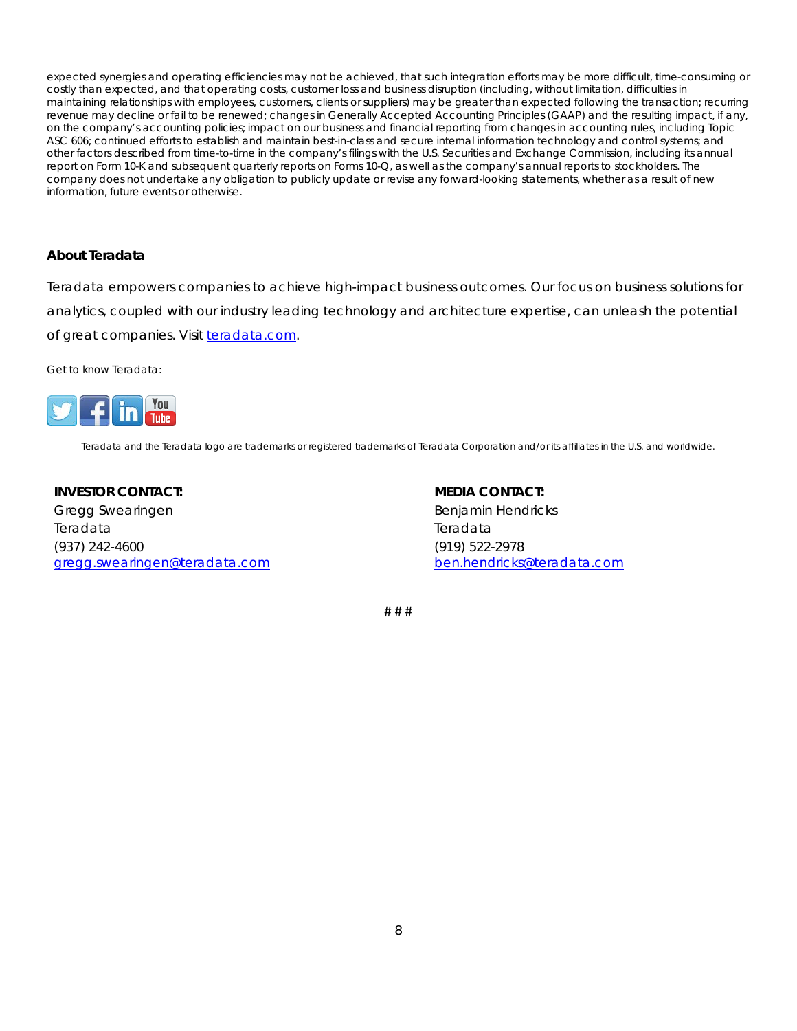expected synergies and operating efficiencies may not be achieved, that such integration efforts may be more difficult, time-consuming or costly than expected, and that operating costs, customer loss and business disruption (including, without limitation, difficulties in maintaining relationships with employees, customers, clients or suppliers) may be greater than expected following the transaction; recurring revenue may decline or fail to be renewed; changes in Generally Accepted Accounting Principles (GAAP) and the resulting impact, if any, on the company's accounting policies; impact on our business and financial reporting from changes in accounting rules, including Topic ASC 606; continued efforts to establish and maintain best-in-class and secure internal information technology and control systems; and other factors described from time-to-time in the company's filings with the U.S. Securities and Exchange Commission, including its annual report on Form 10-K and subsequent quarterly reports on Forms 10-Q, as well as the company's annual reports to stockholders. The company does not undertake any obligation to publicly update or revise any forward-looking statements, whether as a result of new information, future events or otherwise.

**About Teradata**

Teradata empowers companies to achieve high-impact business outcomes. Our focus on business solutions for analytics, coupled with our industry leading technology and architecture expertise, can unleash the potential of great companies. Visit [teradata.com](teradata.com).

Get to know Teradata:

Teradata and the Teradata logo are trademarks or registered trademarks of Teradata Corporation and/or its affiliates in the U.S. and worldwide.

**INVESTOR CONTACT:**
Gregg Swearingen
Teradata
(937) 242-4600
gregg.swearingen@teradata.com

**MEDIA CONTACT:**
Benjamin Hendricks
Teradata
(919) 522-2978
ben.hendricks@teradata.com

# # #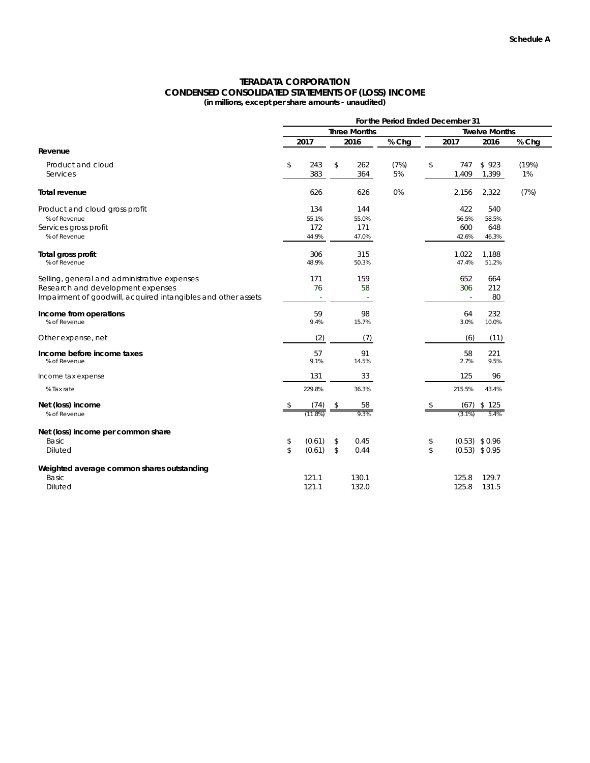**Schedule A**

# TERADATA CORPORATION
## CONDENSED CONSOLIDATED STATEMENTS OF (LOSS) INCOME
**(in millions, except per share amounts - unaudited)**

| | For the Period Ended December 31 | | | | | |
|---|---|---|---|---|---|---|
| | Three Months | | | Twelve Months | | |
| | 2017 | 2016 | % Chg | 2017 | 2016 | % Chg |
| **Revenue** | | | | | | |
| Product and cloud | $ 243 | $ 262 | (7%) | $ 747 | $ 923 | (19%) |
| Services | 383 | 364 | 5% | 1,409 | 1,399 | 1% |
| **Total revenue** | 626 | 626 | 0% | 2,156 | 2,322 | (7%) |
| Product and cloud gross profit | 134 | 144 | | 422 | 540 | |
| % of Revenue | 55.1% | 55.0% | | 56.5% | 58.5% | |
| Services gross profit | 172 | 171 | | 600 | 648 | |
| % of Revenue | 44.9% | 47.0% | | 42.6% | 46.3% | |
| **Total gross profit** | 306 | 315 | | 1,022 | 1,188 | |
| % of Revenue | 48.9% | 50.3% | | 47.4% | 51.2% | |
| Selling, general and administrative expenses | 171 | 159 | | 652 | 664 | |
| Research and development expenses | 76 | 58 | | 306 | 212 | |
| Impairment of goodwill, acquired intangibles and other assets | - | - | | - | 80 | |
| **Income from operations** | 59 | 98 | | 64 | 232 | |
| % of Revenue | 9.4% | 15.7% | | 3.0% | 10.0% | |
| Other expense, net | (2) | (7) | | (6) | (11) | |
| **Income before income taxes** | 57 | 91 | | 58 | 221 | |
| % of Revenue | 9.1% | 14.5% | | 2.7% | 9.5% | |
| Income tax expense | 131 | 33 | | 125 | 96 | |
| % Tax rate | 229.8% | 36.3% | | 215.5% | 43.4% | |
| **Net (loss) income** | $ (74) | $ 58 | | $ (67) | $ 125 | |
| % of Revenue | (11.8%) | 9.3% | | (3.1%) | 5.4% | |
| **Net (loss) income per common share** | | | | | | |
| Basic | $ (0.61) | $ 0.45 | | $ (0.53) | $ 0.96 | |
| Diluted | $ (0.61) | $ 0.44 | | $ (0.53) | $ 0.95 | |
| **Weighted average common shares outstanding** | | | | | | |
| Basic | 121.1 | 130.1 | | 125.8 | 129.7 | |
| Diluted | 121.1 | 132.0 | | 125.8 | 131.5 | |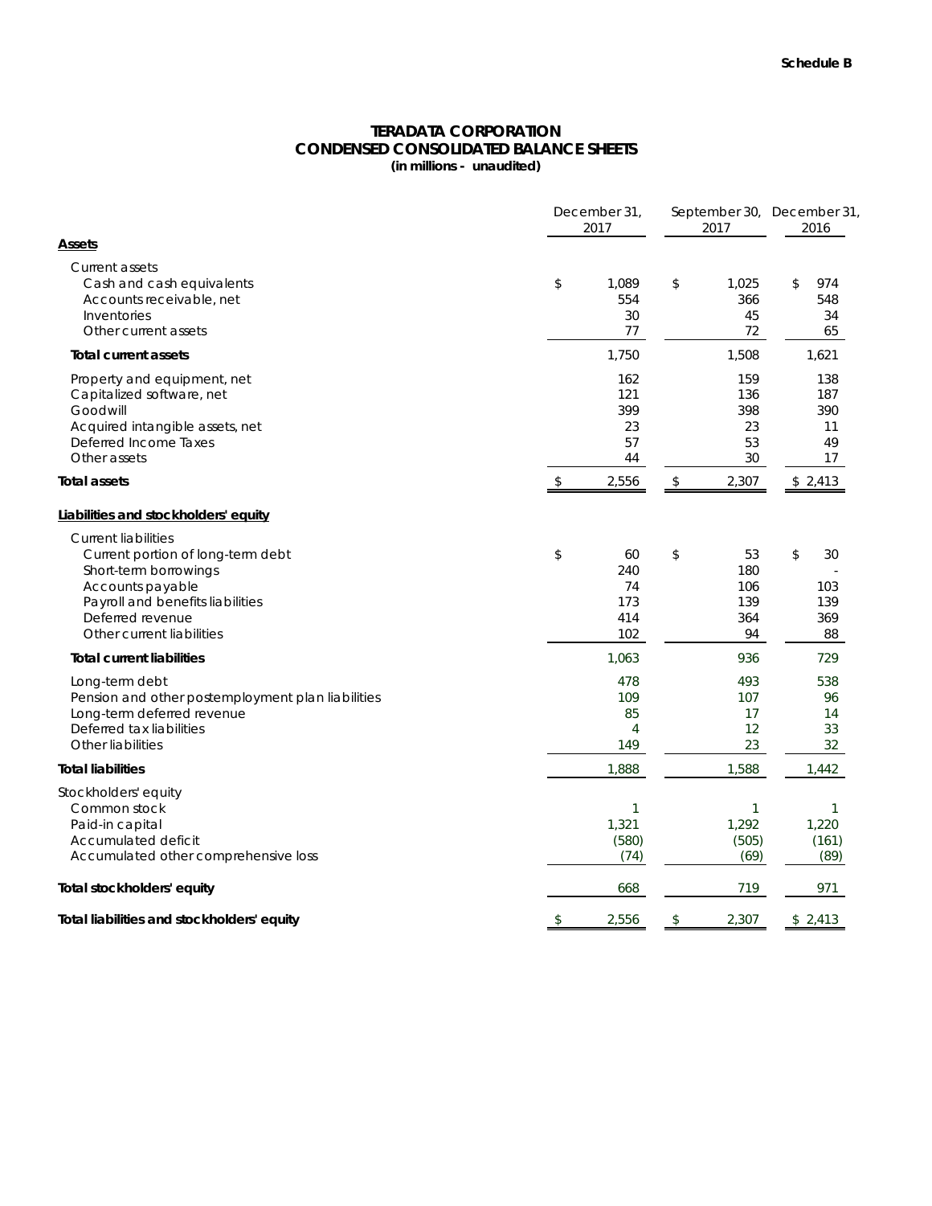**Schedule B**

# TERADATA CORPORATION
## CONDENSED CONSOLIDATED BALANCE SHEETS
**(in millions - unaudited)**

| | December 31, 2017 | September 30, 2017 | December 31, 2016 |
|---|---|---|---|
| **Assets** | | | |
| Current assets | | | |
| Cash and cash equivalents | $ 1,089 | $ 1,025 | $ 974 |
| Accounts receivable, net | 554 | 366 | 548 |
| Inventories | 30 | 45 | 34 |
| Other current assets | 77 | 72 | 65 |
| **Total current assets** | 1,750 | 1,508 | 1,621 |
| Property and equipment, net | 162 | 159 | 138 |
| Capitalized software, net | 121 | 136 | 187 |
| Goodwill | 399 | 398 | 390 |
| Acquired intangible assets, net | 23 | 23 | 11 |
| Deferred Income Taxes | 57 | 53 | 49 |
| Other assets | 44 | 30 | 17 |
| **Total assets** | $ 2,556 | $ 2,307 | $ 2,413 |
| **Liabilities and stockholders' equity** | | | |
| Current liabilities | | | |
| Current portion of long-term debt | $ 60 | $ 53 | $ 30 |
| Short-term borrowings | 240 | 180 | - |
| Accounts payable | 74 | 106 | 103 |
| Payroll and benefits liabilities | 173 | 139 | 139 |
| Deferred revenue | 414 | 364 | 369 |
| Other current liabilities | 102 | 94 | 88 |
| **Total current liabilities** | 1,063 | 936 | 729 |
| Long-term debt | 478 | 493 | 538 |
| Pension and other postemployment plan liabilities | 109 | 107 | 96 |
| Long-term deferred revenue | 85 | 17 | 14 |
| Deferred tax liabilities | 4 | 12 | 33 |
| Other liabilities | 149 | 23 | 32 |
| **Total liabilities** | 1,888 | 1,588 | 1,442 |
| Stockholders' equity | | | |
| Common stock | 1 | 1 | 1 |
| Paid-in capital | 1,321 | 1,292 | 1,220 |
| Accumulated deficit | (580) | (505) | (161) |
| Accumulated other comprehensive loss | (74) | (69) | (89) |
| **Total stockholders' equity** | 668 | 719 | 971 |
| **Total liabilities and stockholders' equity** | $ 2,556 | $ 2,307 | $ 2,413 |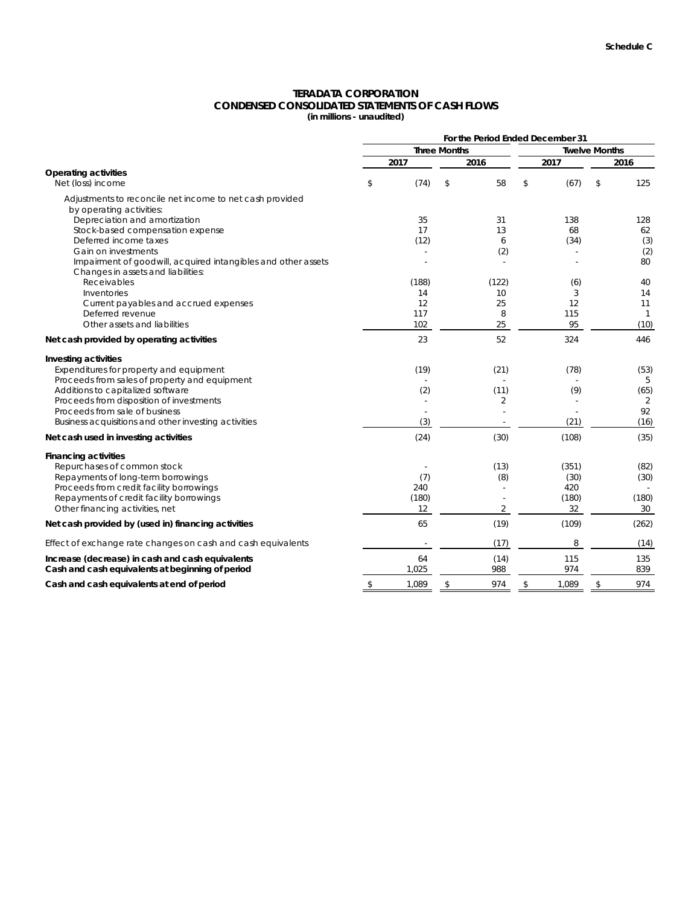Schedule C

**TERADATA CORPORATION**
**CONDENSED CONSOLIDATED STATEMENTS OF CASH FLOWS**
**(in millions - unaudited)**

| | For the Period Ended December 31 | | | |
|---|---|---|---|---|
| | Three Months | | Twelve Months | |
| | 2017 | 2016 | 2017 | 2016 |
| **Operating activities** | | | | |
| Net (loss) income | $ (74) | $ 58 | $ (67) | $ 125 |
| Adjustments to reconcile net income to net cash provided by operating activities: | | | | |
| Depreciation and amortization | 35 | 31 | 138 | 128 |
| Stock-based compensation expense | 17 | 13 | 68 | 62 |
| Deferred income taxes | (12) | 6 | (34) | (3) |
| Gain on investments | - | (2) | - | (2) |
| Impairment of goodwill, acquired intangibles and other assets | - | - | - | 80 |
| Changes in assets and liabilities: | | | | |
| Receivables | (188) | (122) | (6) | 40 |
| Inventories | 14 | 10 | 3 | 14 |
| Current payables and accrued expenses | 12 | 25 | 12 | 11 |
| Deferred revenue | 117 | 8 | 115 | 1 |
| Other assets and liabilities | 102 | 25 | 95 | (10) |
| **Net cash provided by operating activities** | 23 | 52 | 324 | 446 |
| **Investing activities** | | | | |
| Expenditures for property and equipment | (19) | (21) | (78) | (53) |
| Proceeds from sales of property and equipment | - | - | - | 5 |
| Additions to capitalized software | (2) | (11) | (9) | (65) |
| Proceeds from disposition of investments | - | 2 | - | 2 |
| Proceeds from sale of business | - | - | - | 92 |
| Business acquisitions and other investing activities | (3) | - | (21) | (16) |
| **Net cash used in investing activities** | (24) | (30) | (108) | (35) |
| **Financing activities** | | | | |
| Repurchases of common stock | - | (13) | (351) | (82) |
| Repayments of long-term borrowings | (7) | (8) | (30) | (30) |
| Proceeds from credit facility borrowings | 240 | - | 420 | - |
| Repayments of credit facility borrowings | (180) | - | (180) | (180) |
| Other financing activities, net | 12 | 2 | 32 | 30 |
| **Net cash provided by (used in) financing activities** | 65 | (19) | (109) | (262) |
| Effect of exchange rate changes on cash and cash equivalents | - | (17) | 8 | (14) |
| **Increase (decrease) in cash and cash equivalents** | 64 | (14) | 115 | 135 |
| **Cash and cash equivalents at beginning of period** | 1,025 | 988 | 974 | 839 |
| **Cash and cash equivalents at end of period** | $ 1,089 | $ 974 | $ 1,089 | $ 974 |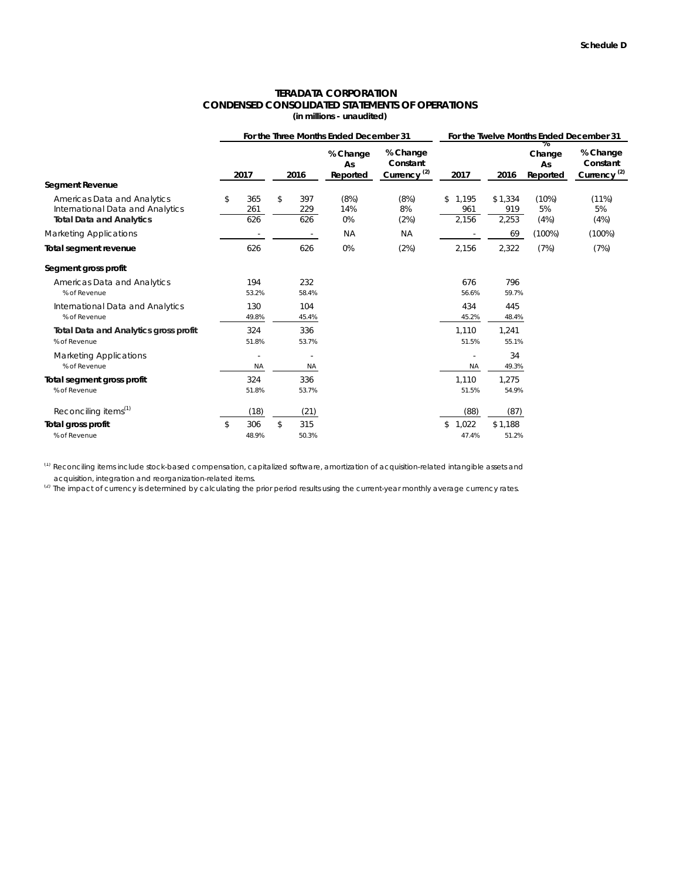Schedule D

# TERADATA CORPORATION
## CONDENSED CONSOLIDATED STATEMENTS OF OPERATIONS
**(in millions - unaudited)**

| | For the Three Months Ended December 31 | | | | For the Twelve Months Ended December 31 | | | |
|---|---|---|---|---|---|---|---|---|
| | 2017 | 2016 | % Change As Reported | % Change Constant Currency [2] | 2017 | 2016 | % Change As Reported | % Change Constant Currency [2] |
| **Segment Revenue** | | | | | | | | |
| Americas Data and Analytics | $ 365 | $ 397 | (8%) | (8%) | $ 1,195 | $ 1,334 | (10%) | (11%) |
| International Data and Analytics | 261 | 229 | 14% | 8% | 961 | 919 | 5% | 5% |
| **Total Data and Analytics** | 626 | 626 | 0% | (2%) | 2,156 | 2,253 | (4%) | (4%) |
| Marketing Applications | - | - | NA | NA | - | 69 | (100%) | (100%) |
| **Total segment revenue** | 626 | 626 | 0% | (2%) | 2,156 | 2,322 | (7%) | (7%) |
| **Segment gross profit** | | | | | | | | |
| Americas Data and Analytics | 194 | 232 | | | 676 | 796 | | |
| % of Revenue | 53.2% | 58.4% | | | 56.6% | 59.7% | | |
| International Data and Analytics | 130 | 104 | | | 434 | 445 | | |
| % of Revenue | 49.8% | 45.4% | | | 45.2% | 48.4% | | |
| **Total Data and Analytics gross profit** | 324 | 336 | | | 1,110 | 1,241 | | |
| % of Revenue | 51.8% | 53.7% | | | 51.5% | 55.1% | | |
| Marketing Applications | - | - | | | - | 34 | | |
| % of Revenue | NA | NA | | | NA | 49.3% | | |
| **Total segment gross profit** | 324 | 336 | | | 1,110 | 1,275 | | |
| % of Revenue | 51.8% | 53.7% | | | 51.5% | 54.9% | | |
| Reconciling items[1] | (18) | (21) | | | (88) | (87) | | |
| **Total gross profit** | $ 306 | $ 315 | | | $ 1,022 | $ 1,188 | | |
| % of Revenue | 48.9% | 50.3% | | | 47.4% | 51.2% | | |

[1] Reconciling items include stock-based compensation, capitalized software, amortization of acquisition-related intangible assets and acquisition, integration and reorganization-related items.

[2] The impact of currency is determined by calculating the prior period results using the current-year monthly average currency rates.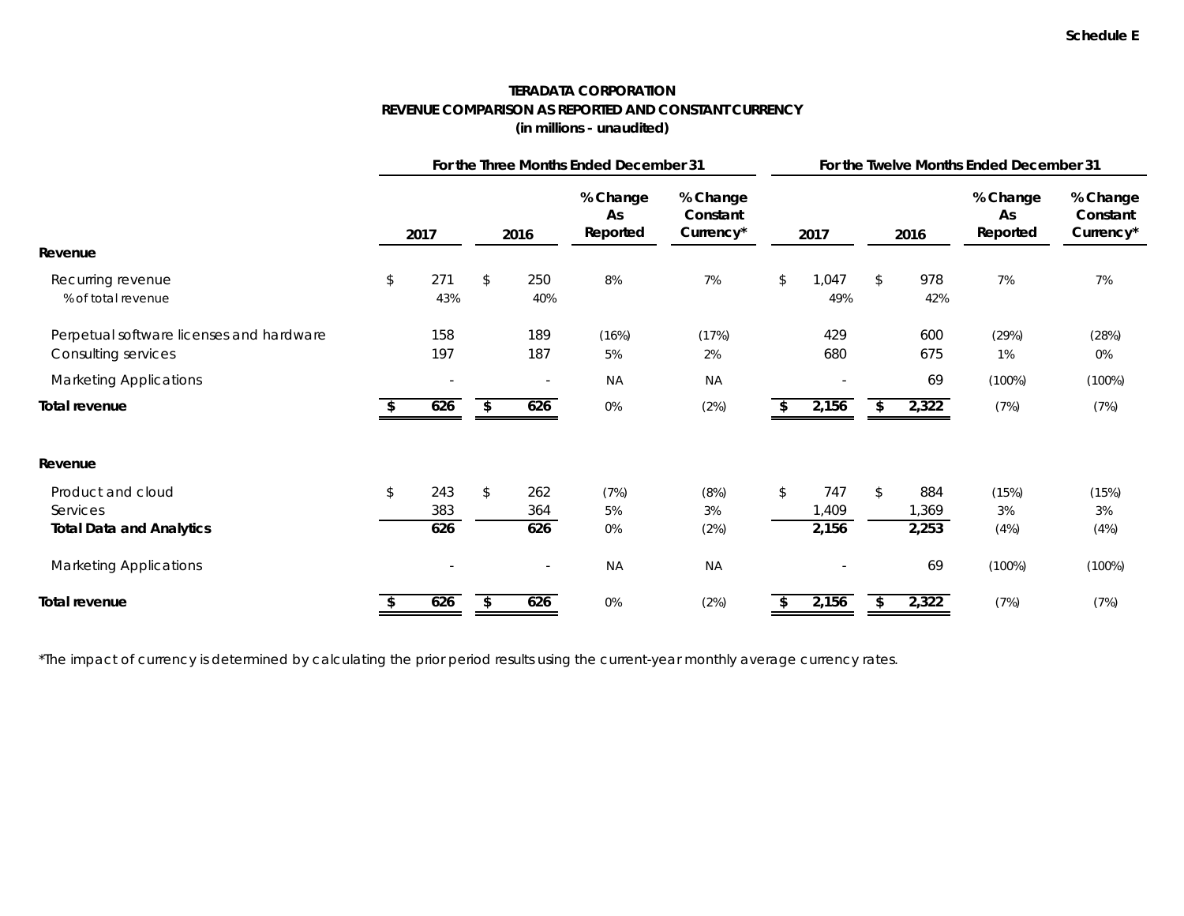Schedule E

**TERADATA CORPORATION**
**REVENUE COMPARISON AS REPORTED AND CONSTANT CURRENCY**
**(in millions - unaudited)**

| | For the Three Months Ended December 31 | | | | For the Twelve Months Ended December 31 | | | |
|---|---|---|---|---|---|---|---|---|
| | 2017 | 2016 | % Change As Reported | % Change Constant Currency* | 2017 | 2016 | % Change As Reported | % Change Constant Currency* |
| **Revenue** | | | | | | | | |
| Recurring revenue | $ 271 | $ 250 | 8% | 7% | $ 1,047 | $ 978 | 7% | 7% |
| % of total revenue | 43% | 40% | | | 49% | 42% | | |
| Perpetual software licenses and hardware | 158 | 189 | (16%) | (17%) | 429 | 600 | (29%) | (28%) |
| Consulting services | 197 | 187 | 5% | 2% | 680 | 675 | 1% | 0% |
| Marketing Applications | - | - | NA | NA | - | 69 | (100%) | (100%) |
| **Total revenue** | **$ 626** | **$ 626** | 0% | (2%) | **$ 2,156** | **$ 2,322** | (7%) | (7%) |
| | | | | | | | | |
| **Revenue** | | | | | | | | |
| Product and cloud | $ 243 | $ 262 | (7%) | (8%) | $ 747 | $ 884 | (15%) | (15%) |
| Services | 383 | 364 | 5% | 3% | 1,409 | 1,369 | 3% | 3% |
| **Total Data and Analytics** | **626** | **626** | 0% | (2%) | **2,156** | **2,253** | (4%) | (4%) |
| Marketing Applications | - | - | NA | NA | - | 69 | (100%) | (100%) |
| **Total revenue** | **$ 626** | **$ 626** | 0% | (2%) | **$ 2,156** | **$ 2,322** | (7%) | (7%) |

*The impact of currency is determined by calculating the prior period results using the current-year monthly average currency rates.